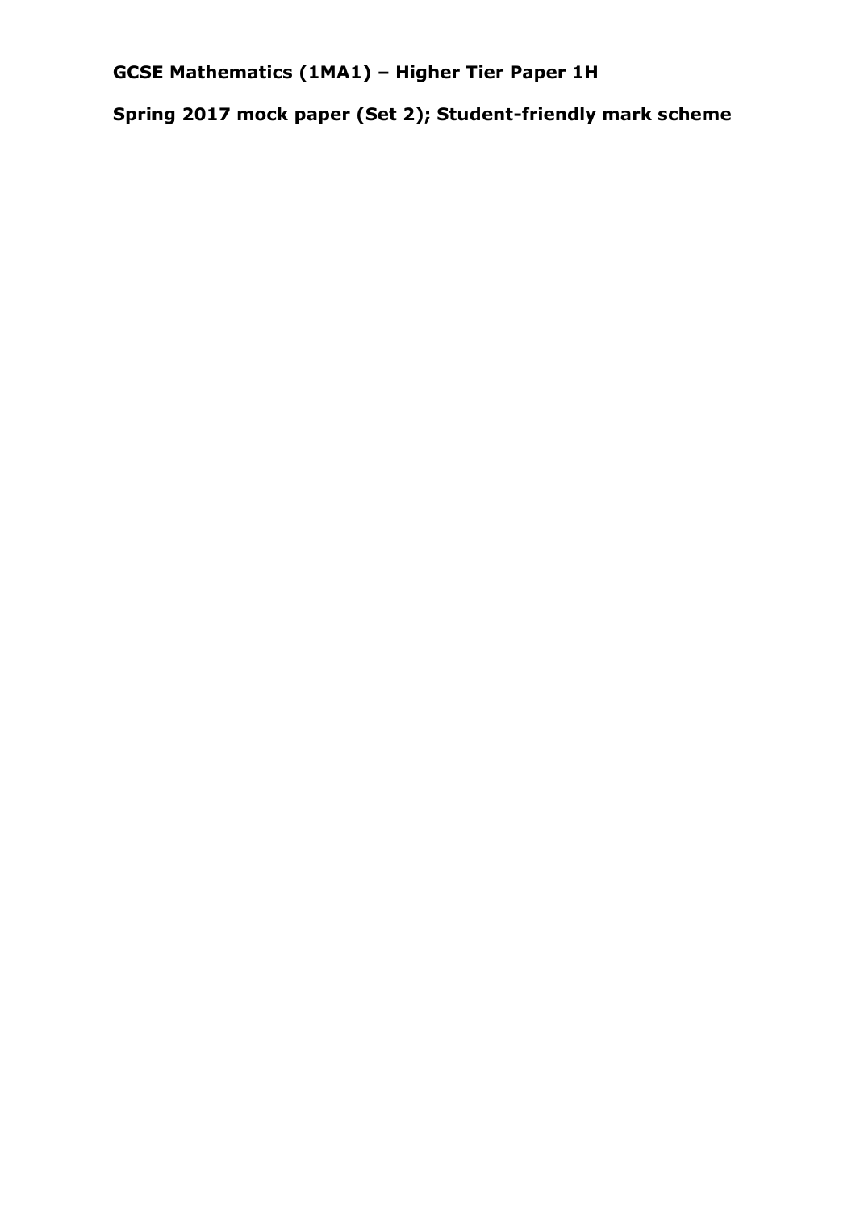# GCSE Mathematics (1MA1) – Higher Tier Paper 1H

## Spring 2017 mock paper (Set 2); Student-friendly mark scheme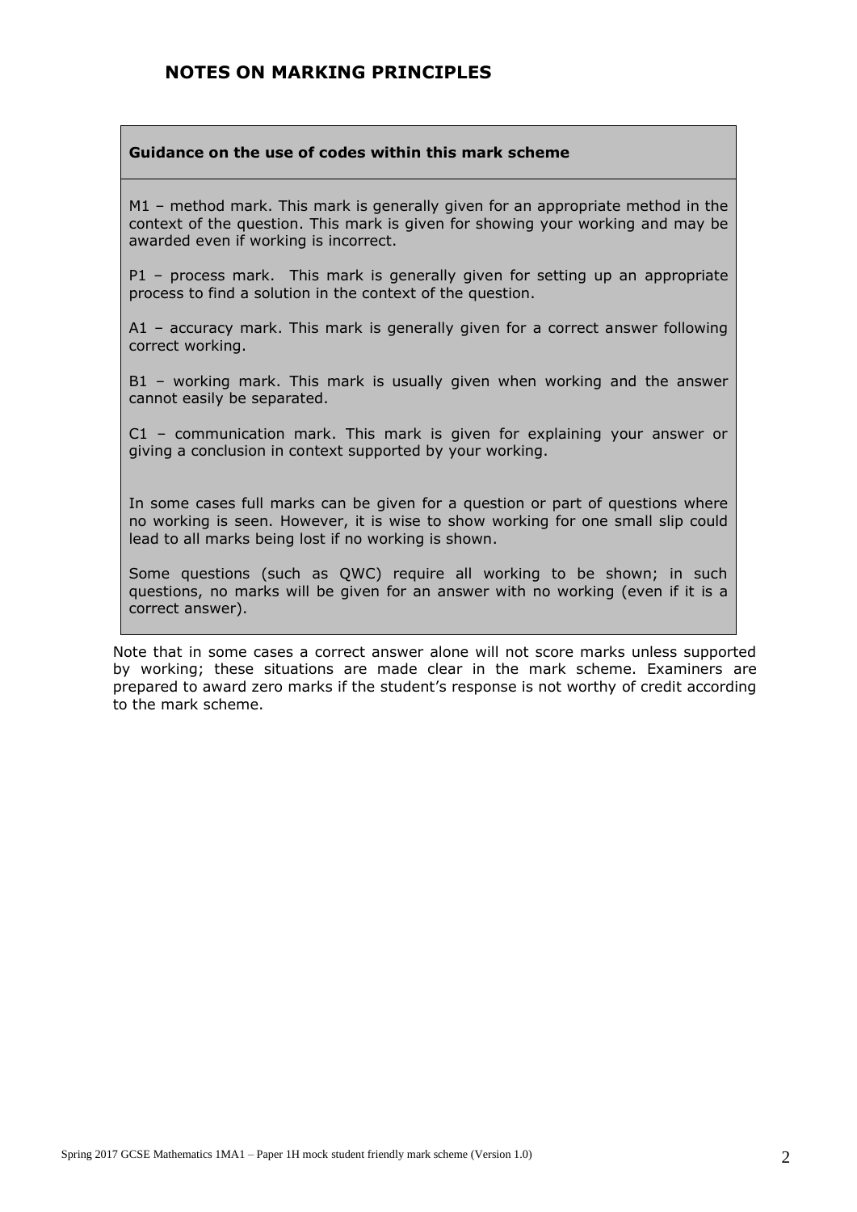# NOTES ON MARKING PRINCIPLES

**Guidance on the use of codes within this mark scheme**

M1 – method mark. This mark is generally given for an appropriate method in the context of the question. This mark is given for showing your working and may be awarded even if working is incorrect.

P1 – process mark. This mark is generally given for setting up an appropriate process to find a solution in the context of the question.

A1 – accuracy mark. This mark is generally given for a correct answer following correct working.

B1 – working mark. This mark is usually given when working and the answer cannot easily be separated.

C1 – communication mark. This mark is given for explaining your answer or giving a conclusion in context supported by your working.

In some cases full marks can be given for a question or part of questions where no working is seen. However, it is wise to show working for one small slip could lead to all marks being lost if no working is shown.

Some questions (such as QWC) require all working to be shown; in such questions, no marks will be given for an answer with no working (even if it is a correct answer).

Note that in some cases a correct answer alone will not score marks unless supported by working; these situations are made clear in the mark scheme. Examiners are prepared to award zero marks if the student's response is not worthy of credit according to the mark scheme.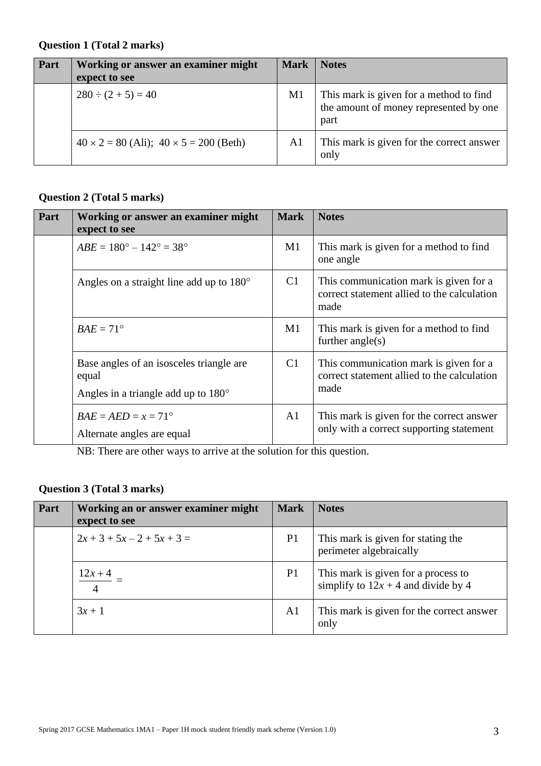**Question 1 (Total 2 marks)**

| Part | Working or answer an examiner might expect to see | Mark | Notes |
|---|---|---|---|
| | $280 \div (2 + 5) = 40$ | M1 | This mark is given for a method to find the amount of money represented by one part |
| | $40 \times 2 = 80$ (Ali); $40 \times 5 = 200$ (Beth) | A1 | This mark is given for the correct answer only |

**Question 2 (Total 5 marks)**

| Part | Working or answer an examiner might expect to see | Mark | Notes |
|---|---|---|---|
| | $ABE = 180° - 142° = 38°$ | M1 | This mark is given for a method to find one angle |
| | Angles on a straight line add up to 180° | C1 | This communication mark is given for a correct statement allied to the calculation made |
| | $BAE = 71°$ | M1 | This mark is given for a method to find further angle(s) |
| | Base angles of an isosceles triangle are equal<br>Angles in a triangle add up to 180° | C1 | This communication mark is given for a correct statement allied to the calculation made |
| | $BAE = AED = x = 71°$<br>Alternate angles are equal | A1 | This mark is given for the correct answer only with a correct supporting statement |

NB: There are other ways to arrive at the solution for this question.

**Question 3 (Total 3 marks)**

| Part | Working an or answer examiner might expect to see | Mark | Notes |
|---|---|---|---|
| | $2x + 3 + 5x - 2 + 5x + 3 =$ | P1 | This mark is given for stating the perimeter algebraically |
| | $\frac{12x+4}{4} =$ | P1 | This mark is given for a process to simplify to $12x + 4$ and divide by 4 |
| | $3x + 1$ | A1 | This mark is given for the correct answer only |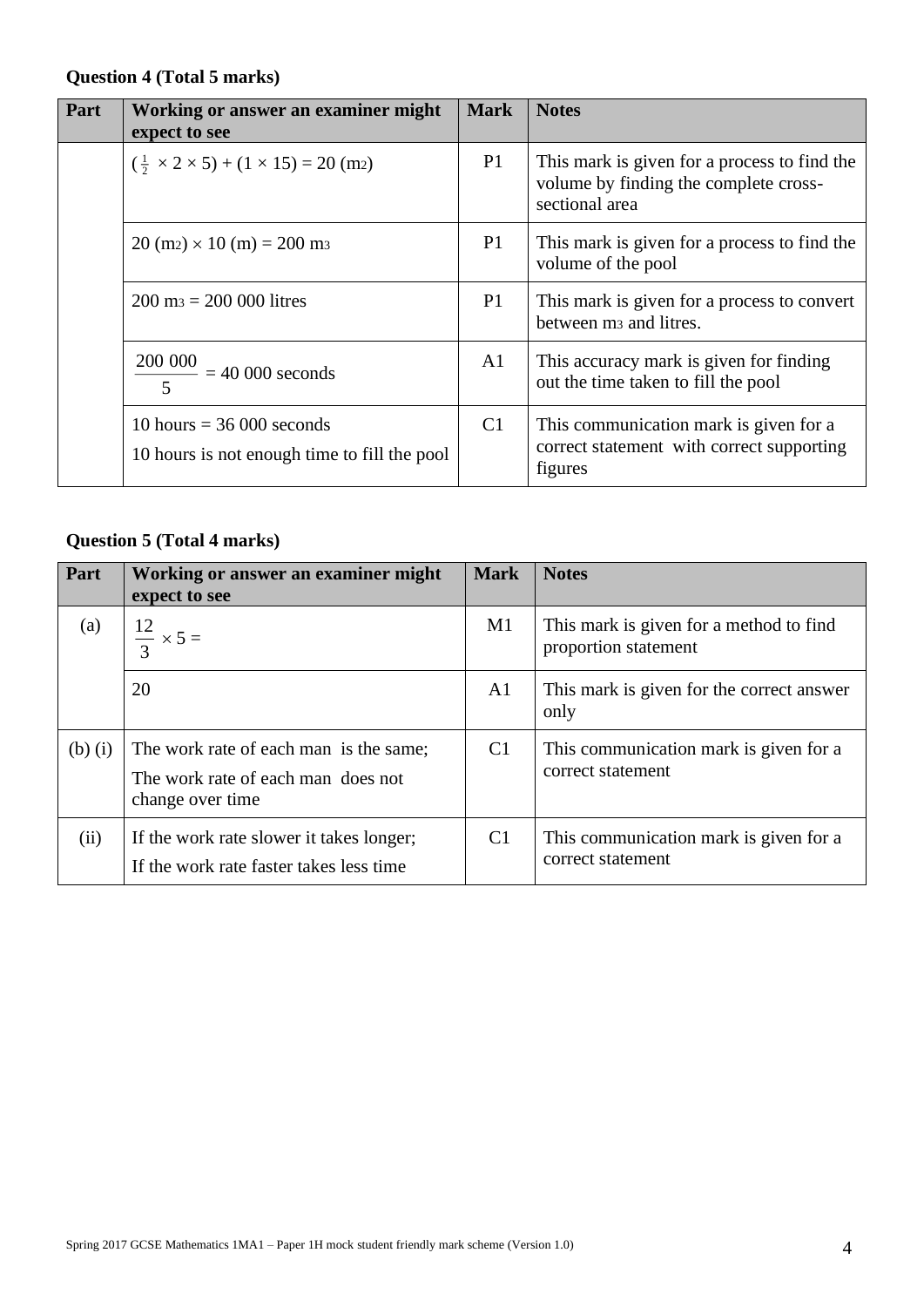**Question 4 (Total 5 marks)**

| Part | Working or answer an examiner might expect to see | Mark | Notes |
|---|---|---|---|
| | $(\frac{1}{2} \times 2 \times 5) + (1 \times 15) = 20$ ($m^2$) | P1 | This mark is given for a process to find the volume by finding the complete cross-sectional area |
| | $20$ ($m^2$) $\times 10$ (m) $= 200$ $m^3$ | P1 | This mark is given for a process to find the volume of the pool |
| | $200$ $m^3$ $= 200\,000$ litres | P1 | This mark is given for a process to convert between $m^3$ and litres. |
| | $\frac{200\,000}{5} = 40\,000$ seconds | A1 | This accuracy mark is given for finding out the time taken to fill the pool |
| | 10 hours = 36 000 seconds<br>10 hours is not enough time to fill the pool | C1 | This communication mark is given for a correct statement with correct supporting figures |

**Question 5 (Total 4 marks)**

| Part | Working or answer an examiner might expect to see | Mark | Notes |
|---|---|---|---|
| (a) | $\frac{12}{3} \times 5 =$ | M1 | This mark is given for a method to find proportion statement |
| | 20 | A1 | This mark is given for the correct answer only |
| (b) (i) | The work rate of each man is the same;<br>The work rate of each man does not change over time | C1 | This communication mark is given for a correct statement |
| (ii) | If the work rate slower it takes longer;<br>If the work rate faster takes less time | C1 | This communication mark is given for a correct statement |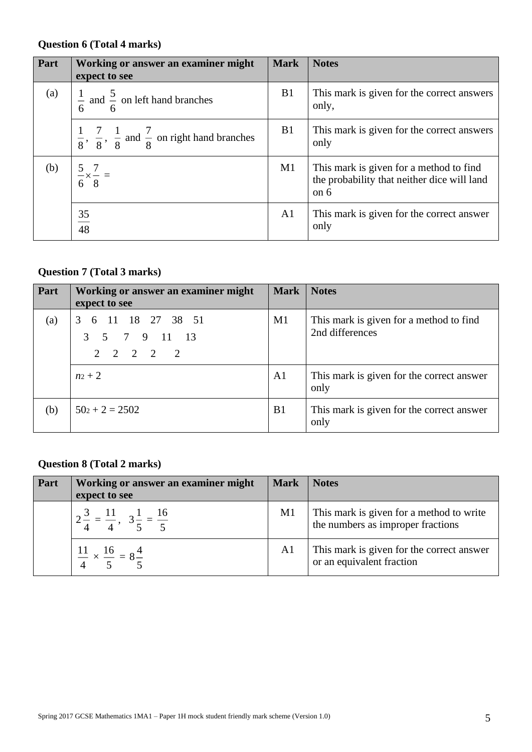**Question 6 (Total 4 marks)**

| Part | Working or answer an examiner might expect to see | Mark | Notes |
|---|---|---|---|
| (a) | $\frac{1}{6}$ and $\frac{5}{6}$ on left hand branches | B1 | This mark is given for the correct answers only, |
| | $\frac{1}{8}$, $\frac{7}{8}$, $\frac{1}{8}$ and $\frac{7}{8}$ on right hand branches | B1 | This mark is given for the correct answers only |
| (b) | $\frac{5}{6} \times \frac{7}{8} =$ | M1 | This mark is given for a method to find the probability that neither dice will land on 6 |
| | $\frac{35}{48}$ | A1 | This mark is given for the correct answer only |

**Question 7 (Total 3 marks)**

| Part | Working or answer an examiner might expect to see | Mark | Notes |
|---|---|---|---|
| (a) | 3 6 11 18 27 38 51<br>3 5 7 9 11 13<br>2 2 2 2 2 | M1 | This mark is given for a method to find 2nd differences |
| | $n^2 + 2$ | A1 | This mark is given for the correct answer only |
| (b) | $50^2 + 2 = 2502$ | B1 | This mark is given for the correct answer only |

**Question 8 (Total 2 marks)**

| Part | Working or answer an examiner might expect to see | Mark | Notes |
|---|---|---|---|
| | $2\frac{3}{4} = \frac{11}{4}$, $3\frac{1}{5} = \frac{16}{5}$ | M1 | This mark is given for a method to write the numbers as improper fractions |
| | $\frac{11}{4} \times \frac{16}{5} = 8\frac{4}{5}$ | A1 | This mark is given for the correct answer or an equivalent fraction |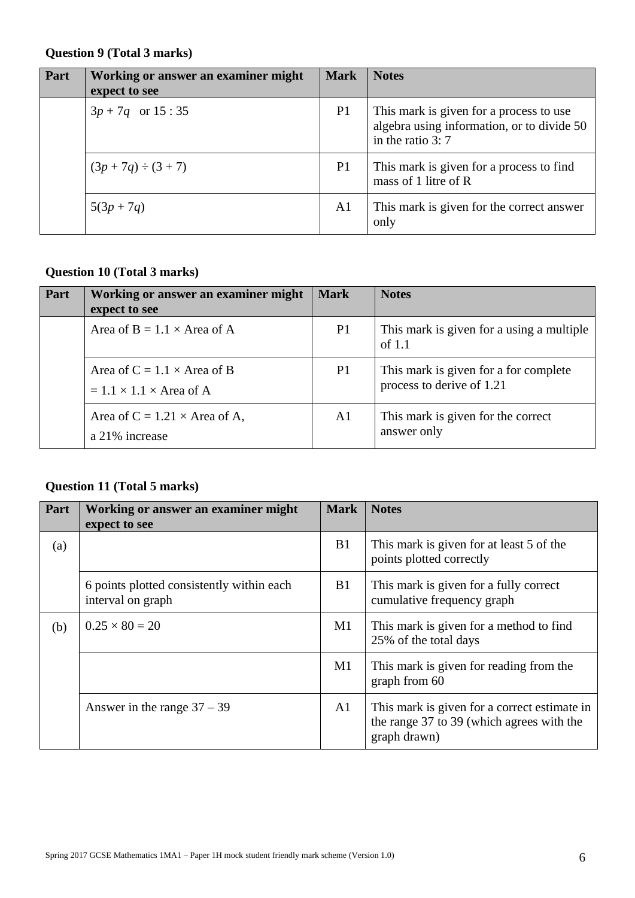**Question 9 (Total 3 marks)**

| Part | Working or answer an examiner might expect to see | Mark | Notes |
|---|---|---|---|
| | $3p + 7q$ or 15 : 35 | P1 | This mark is given for a process to use algebra using information, or to divide 50 in the ratio 3: 7 |
| | $(3p + 7q) \div (3 + 7)$ | P1 | This mark is given for a process to find mass of 1 litre of R |
| | $5(3p + 7q)$ | A1 | This mark is given for the correct answer only |

**Question 10 (Total 3 marks)**

| Part | Working or answer an examiner might expect to see | Mark | Notes |
|---|---|---|---|
| | Area of B = $1.1 \times$ Area of A | P1 | This mark is given for a using a multiple of 1.1 |
| | Area of C = $1.1 \times$ Area of B<br>$= 1.1 \times 1.1 \times$ Area of A | P1 | This mark is given for a for complete process to derive of 1.21 |
| | Area of C = $1.21 \times$ Area of A,<br>a 21% increase | A1 | This mark is given for the correct answer only |

**Question 11 (Total 5 marks)**

| Part | Working or answer an examiner might expect to see | Mark | Notes |
|---|---|---|---|
| (a) | | B1 | This mark is given for at least 5 of the points plotted correctly |
| | 6 points plotted consistently within each interval on graph | B1 | This mark is given for a fully correct cumulative frequency graph |
| (b) | $0.25 \times 80 = 20$ | M1 | This mark is given for a method to find 25% of the total days |
| | | M1 | This mark is given for reading from the graph from 60 |
| | Answer in the range 37 – 39 | A1 | This mark is given for a correct estimate in the range 37 to 39 (which agrees with the graph drawn) |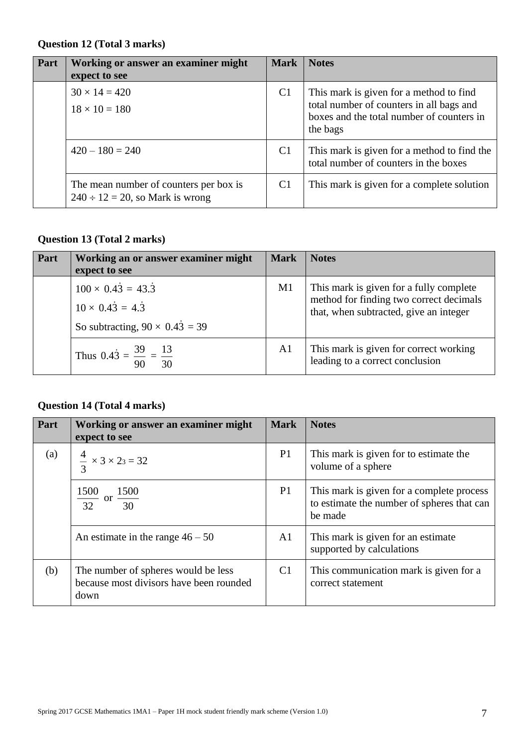**Question 12 (Total 3 marks)**

| Part | Working or answer an examiner might expect to see | Mark | Notes |
|---|---|---|---|
| | $30 \times 14 = 420$<br>$18 \times 10 = 180$ | C1 | This mark is given for a method to find total number of counters in all bags and boxes and the total number of counters in the bags |
| | $420 - 180 = 240$ | C1 | This mark is given for a method to find the total number of counters in the boxes |
| | The mean number of counters per box is $240 \div 12 = 20$, so Mark is wrong | C1 | This mark is given for a complete solution |

**Question 13 (Total 2 marks)**

| Part | Working an or answer examiner might expect to see | Mark | Notes |
|---|---|---|---|
| | $100 \times 0.4\dot{3} = 43.\dot{3}$<br>$10 \times 0.4\dot{3} = 4.\dot{3}$<br>So subtracting, $90 \times 0.4\dot{3} = 39$ | M1 | This mark is given for a fully complete method for finding two correct decimals that, when subtracted, give an integer |
| | Thus $0.4\dot{3} = \frac{39}{90} = \frac{13}{30}$ | A1 | This mark is given for correct working leading to a correct conclusion |

**Question 14 (Total 4 marks)**

| Part | Working or answer an examiner might expect to see | Mark | Notes |
|---|---|---|---|
| (a) | $\frac{4}{3} \times 3 \times 2^3 = 32$ | P1 | This mark is given for to estimate the volume of a sphere |
| | $\frac{1500}{32}$ or $\frac{1500}{30}$ | P1 | This mark is given for a complete process to estimate the number of spheres that can be made |
| | An estimate in the range $46 - 50$ | A1 | This mark is given for an estimate supported by calculations |
| (b) | The number of spheres would be less because most divisors have been rounded down | C1 | This communication mark is given for a correct statement |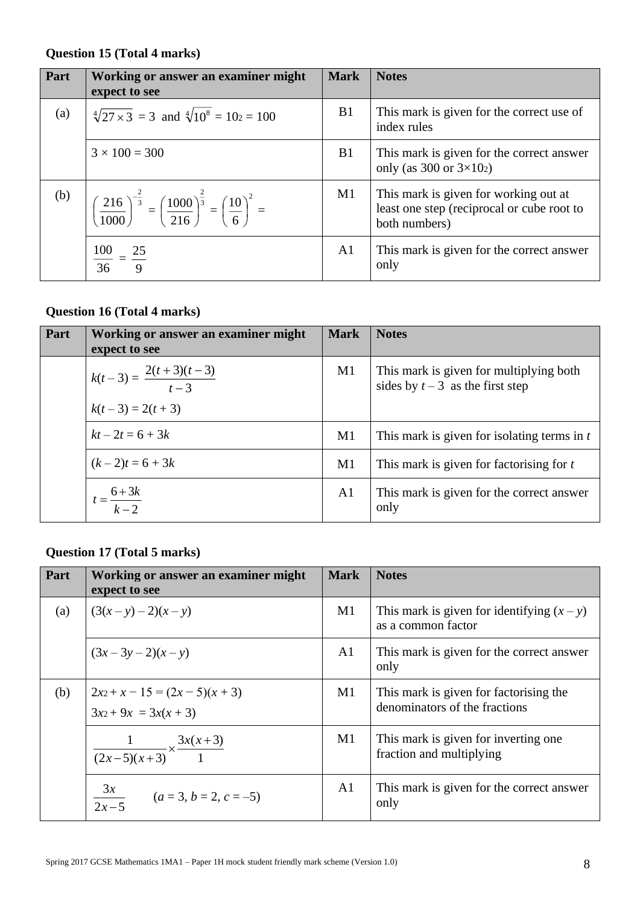### Question 15 (Total 4 marks)

| Part | Working or answer an examiner might expect to see | Mark | Notes |
|---|---|---|---|
| (a) | $\sqrt[4]{27 \times 3} = 3$ and $\sqrt[4]{10^8} = 10^2 = 100$ | B1 | This mark is given for the correct use of index rules |
| | $3 \times 100 = 300$ | B1 | This mark is given for the correct answer only (as 300 or $3 \times 10^2$) |
| (b) | $\left(\frac{216}{1000}\right)^{-\frac{2}{3}} = \left(\frac{1000}{216}\right)^{\frac{2}{3}} = \left(\frac{10}{6}\right)^2 =$ | M1 | This mark is given for working out at least one step (reciprocal or cube root to both numbers) |
| | $\frac{100}{36} = \frac{25}{9}$ | A1 | This mark is given for the correct answer only |

### Question 16 (Total 4 marks)

| Part | Working or answer an examiner might expect to see | Mark | Notes |
|---|---|---|---|
| | $k(t-3) = \frac{2(t+3)(t-3)}{t-3}$<br>$k(t-3) = 2(t+3)$ | M1 | This mark is given for multiplying both sides by $t-3$ as the first step |
| | $kt - 2t = 6 + 3k$ | M1 | This mark is given for isolating terms in $t$ |
| | $(k-2)t = 6 + 3k$ | M1 | This mark is given for factorising for $t$ |
| | $t = \frac{6+3k}{k-2}$ | A1 | This mark is given for the correct answer only |

### Question 17 (Total 5 marks)

| Part | Working or answer an examiner might expect to see | Mark | Notes |
|---|---|---|---|
| (a) | $(3(x-y)-2)(x-y)$ | M1 | This mark is given for identifying $(x-y)$ as a common factor |
| | $(3x-3y-2)(x-y)$ | A1 | This mark is given for the correct answer only |
| (b) | $2x^2 + x - 15 = (2x-5)(x+3)$<br>$3x^2 + 9x = 3x(x+3)$ | M1 | This mark is given for factorising the denominators of the fractions |
| | $\frac{1}{(2x-5)(x+3)} \times \frac{3x(x+3)}{1}$ | M1 | This mark is given for inverting one fraction and multiplying |
| | $\frac{3x}{2x-5}$ $(a = 3, b = 2, c = -5)$ | A1 | This mark is given for the correct answer only |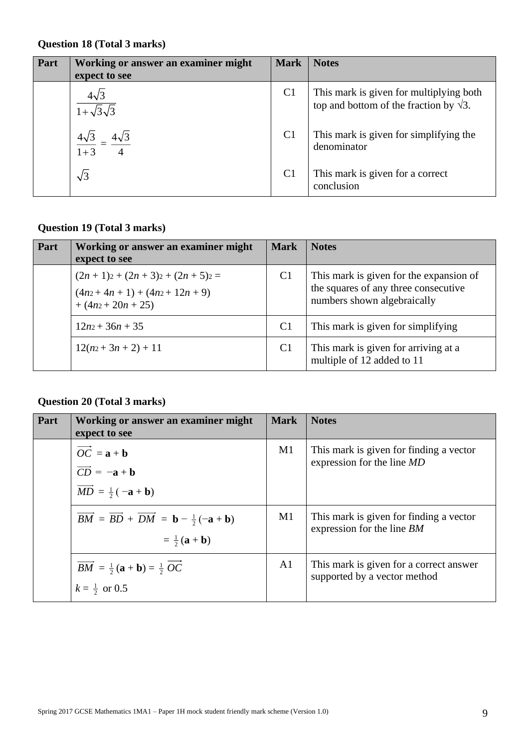### Question 18 (Total 3 marks)

| Part | Working or answer an examiner might expect to see | Mark | Notes |
|---|---|---|---|
| | $\frac{4\sqrt{3}}{1+\sqrt{3}\sqrt{3}}$ | C1 | This mark is given for multiplying both top and bottom of the fraction by √3. |
| | $\frac{4\sqrt{3}}{1+3} = \frac{4\sqrt{3}}{4}$ | C1 | This mark is given for simplifying the denominator |
| | $\sqrt{3}$ | C1 | This mark is given for a correct conclusion |

### Question 19 (Total 3 marks)

| Part | Working or answer an examiner might expect to see | Mark | Notes |
|---|---|---|---|
| | $(2n + 1)^2 + (2n + 3)^2 + (2n + 5)^2 =$ $(4n^2 + 4n + 1) + (4n^2 + 12n + 9) + (4n^2 + 20n + 25)$ | C1 | This mark is given for the expansion of the squares of any three consecutive numbers shown algebraically |
| | $12n^2 + 36n + 35$ | C1 | This mark is given for simplifying |
| | $12(n^2 + 3n + 2) + 11$ | C1 | This mark is given for arriving at a multiple of 12 added to 11 |

### Question 20 (Total 3 marks)

| Part | Working or answer an examiner might expect to see | Mark | Notes |
|---|---|---|---|
| | $\overrightarrow{OC} = \mathbf{a} + \mathbf{b}$ $\overrightarrow{CD} = -\mathbf{a} + \mathbf{b}$ $\overrightarrow{MD} = \frac{1}{2}(-\mathbf{a} + \mathbf{b})$ | M1 | This mark is given for finding a vector expression for the line *MD* |
| | $\overrightarrow{BM} = \overrightarrow{BD} + \overrightarrow{DM} = \mathbf{b} - \frac{1}{2}(-\mathbf{a} + \mathbf{b})$ $= \frac{1}{2}(\mathbf{a} + \mathbf{b})$ | M1 | This mark is given for finding a vector expression for the line *BM* |
| | $\overrightarrow{BM} = \frac{1}{2}(\mathbf{a} + \mathbf{b}) = \frac{1}{2}\overrightarrow{OC}$ $k = \frac{1}{2}$ or 0.5 | A1 | This mark is given for a correct answer supported by a vector method |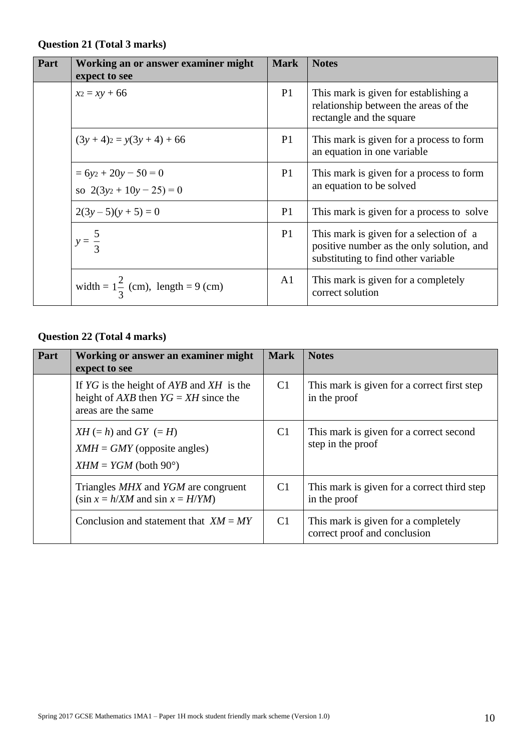**Question 21 (Total 3 marks)**

| Part | Working an or answer examiner might expect to see | Mark | Notes |
|---|---|---|---|
| | $x^2 = xy + 66$ | P1 | This mark is given for establishing a relationship between the areas of the rectangle and the square |
| | $(3y + 4)^2 = y(3y + 4) + 66$ | P1 | This mark is given for a process to form an equation in one variable |
| | $= 6y^2 + 20y - 50 = 0$<br>so $2(3y^2 + 10y - 25) = 0$ | P1 | This mark is given for a process to form an equation to be solved |
| | $2(3y - 5)(y + 5) = 0$ | P1 | This mark is given for a process to solve |
| | $y = \frac{5}{3}$ | P1 | This mark is given for a selection of a positive number as the only solution, and substituting to find other variable |
| | width = $1\frac{2}{3}$ (cm), length = 9 (cm) | A1 | This mark is given for a completely correct solution |

**Question 22 (Total 4 marks)**

| Part | Working or answer an examiner might expect to see | Mark | Notes |
|---|---|---|---|
| | If $YG$ is the height of $AYB$ and $XH$ is the height of $AXB$ then $YG = XH$ since the areas are the same | C1 | This mark is given for a correct first step in the proof |
| | $XH$ (= $h$) and $GY$ (= $H$)<br>$XMH = GMY$ (opposite angles)<br>$XHM = YGM$ (both 90°) | C1 | This mark is given for a correct second step in the proof |
| | Triangles $MHX$ and $YGM$ are congruent ($\sin x = h/XM$ and $\sin x = H/YM$) | C1 | This mark is given for a correct third step in the proof |
| | Conclusion and statement that $XM = MY$ | C1 | This mark is given for a completely correct proof and conclusion |